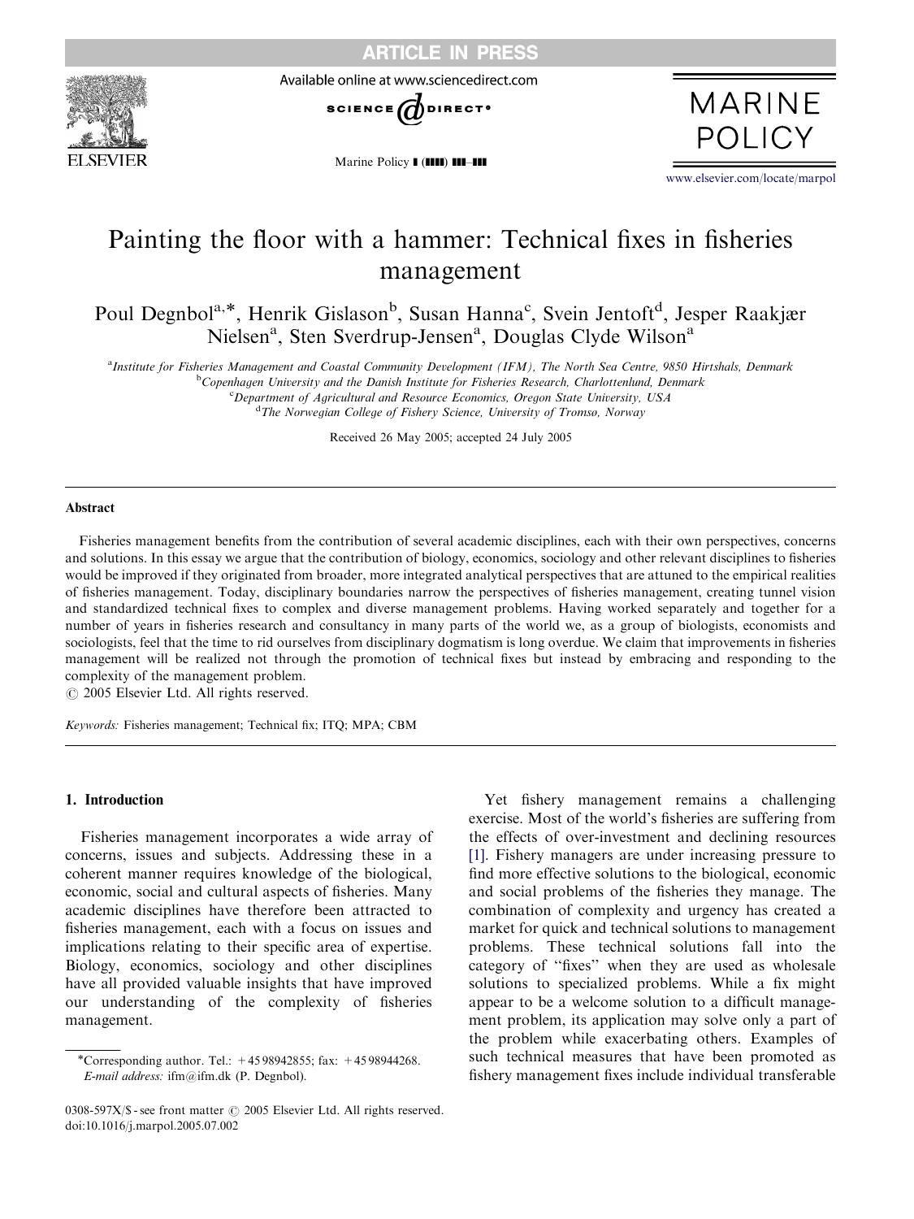# Painting the floor with a hammer: Technical fixes in fisheries management

Poul Degnbol[a,*], Henrik Gislason[b], Susan Hanna[c], Svein Jentoft[d], Jesper Raakjær Nielsen[a], Sten Sverdrup-Jensen[a], Douglas Clyde Wilson[a]

[a]*Institute for Fisheries Management and Coastal Community Development (IFM), The North Sea Centre, 9850 Hirtshals, Denmark*
[b]*Copenhagen University and the Danish Institute for Fisheries Research, Charlottenlund, Denmark*
[c]*Department of Agricultural and Resource Economics, Oregon State University, USA*
[d]*The Norwegian College of Fishery Science, University of Tromsø, Norway*

Received 26 May 2005; accepted 24 July 2005

## Abstract

Fisheries management benefits from the contribution of several academic disciplines, each with their own perspectives, concerns and solutions. In this essay we argue that the contribution of biology, economics, sociology and other relevant disciplines to fisheries would be improved if they originated from broader, more integrated analytical perspectives that are attuned to the empirical realities of fisheries management. Today, disciplinary boundaries narrow the perspectives of fisheries management, creating tunnel vision and standardized technical fixes to complex and diverse management problems. Having worked separately and together for a number of years in fisheries research and consultancy in many parts of the world we, as a group of biologists, economists and sociologists, feel that the time to rid ourselves from disciplinary dogmatism is long overdue. We claim that improvements in fisheries management will be realized not through the promotion of technical fixes but instead by embracing and responding to the complexity of the management problem.

© 2005 Elsevier Ltd. All rights reserved.

*Keywords:* Fisheries management; Technical fix; ITQ; MPA; CBM

## 1. Introduction

Fisheries management incorporates a wide array of concerns, issues and subjects. Addressing these in a coherent manner requires knowledge of the biological, economic, social and cultural aspects of fisheries. Many academic disciplines have therefore been attracted to fisheries management, each with a focus on issues and implications relating to their specific area of expertise. Biology, economics, sociology and other disciplines have all provided valuable insights that have improved our understanding of the complexity of fisheries management.

Yet fishery management remains a challenging exercise. Most of the world's fisheries are suffering from the effects of over-investment and declining resources [1]. Fishery managers are under increasing pressure to find more effective solutions to the biological, economic and social problems of the fisheries they manage. The combination of complexity and urgency has created a market for quick and technical solutions to management problems. These technical solutions fall into the category of "fixes" when they are used as wholesale solutions to specialized problems. While a fix might appear to be a welcome solution to a difficult management problem, its application may solve only a part of the problem while exacerbating others. Examples of such technical measures that have been promoted as fishery management fixes include individual transferable

*Corresponding author. Tel.: +45 98942855; fax: +45 98944268.
*E-mail address:* ifm@ifm.dk (P. Degnbol).

0308-597X/$ - see front matter © 2005 Elsevier Ltd. All rights reserved.
doi:10.1016/j.marpol.2005.07.002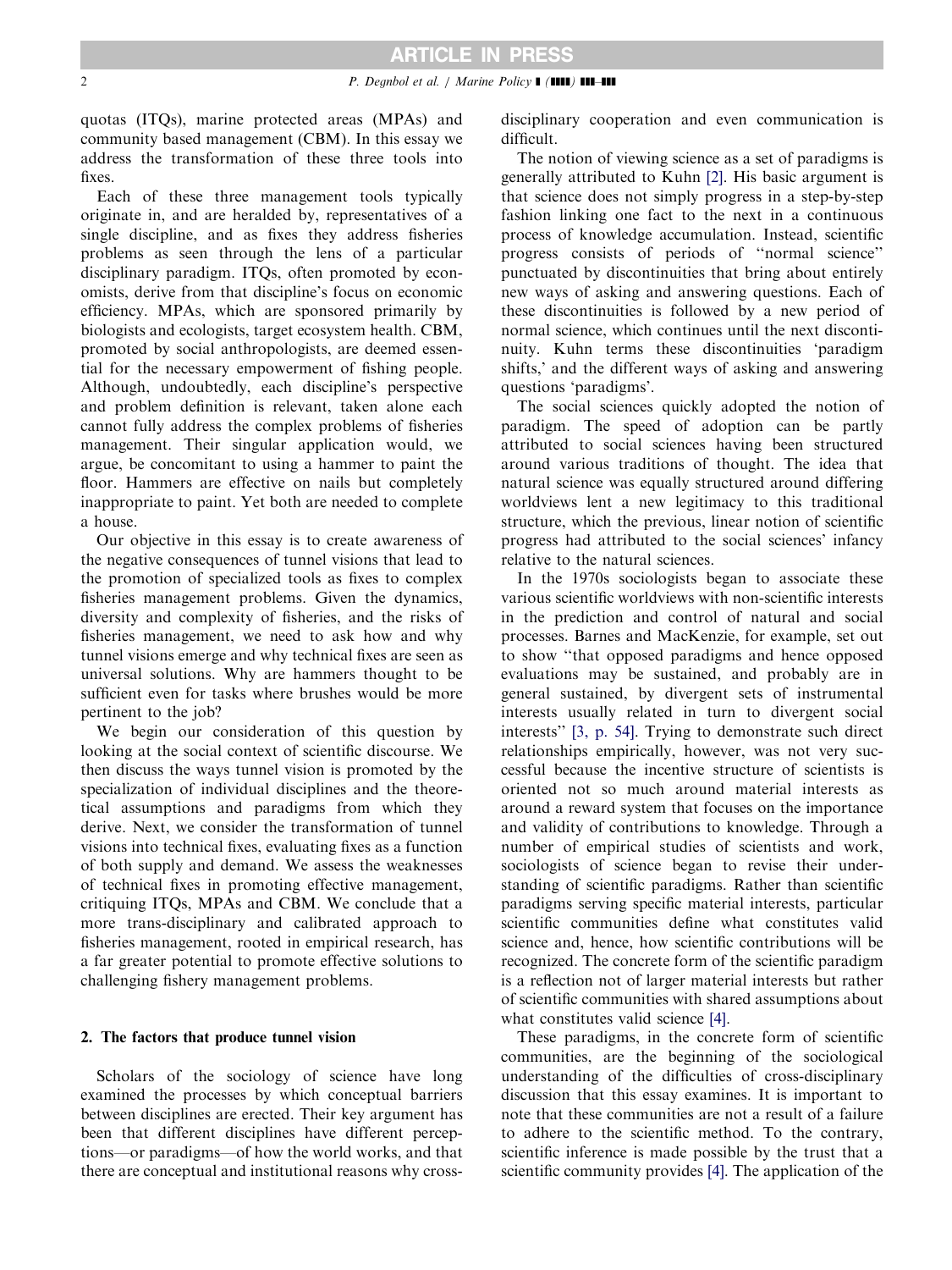quotas (ITQs), marine protected areas (MPAs) and community based management (CBM). In this essay we address the transformation of these three tools into fixes.

Each of these three management tools typically originate in, and are heralded by, representatives of a single discipline, and as fixes they address fisheries problems as seen through the lens of a particular disciplinary paradigm. ITQs, often promoted by economists, derive from that discipline's focus on economic efficiency. MPAs, which are sponsored primarily by biologists and ecologists, target ecosystem health. CBM, promoted by social anthropologists, are deemed essential for the necessary empowerment of fishing people. Although, undoubtedly, each discipline's perspective and problem definition is relevant, taken alone each cannot fully address the complex problems of fisheries management. Their singular application would, we argue, be concomitant to using a hammer to paint the floor. Hammers are effective on nails but completely inappropriate to paint. Yet both are needed to complete a house.

Our objective in this essay is to create awareness of the negative consequences of tunnel visions that lead to the promotion of specialized tools as fixes to complex fisheries management problems. Given the dynamics, diversity and complexity of fisheries, and the risks of fisheries management, we need to ask how and why tunnel visions emerge and why technical fixes are seen as universal solutions. Why are hammers thought to be sufficient even for tasks where brushes would be more pertinent to the job?

We begin our consideration of this question by looking at the social context of scientific discourse. We then discuss the ways tunnel vision is promoted by the specialization of individual disciplines and the theoretical assumptions and paradigms from which they derive. Next, we consider the transformation of tunnel visions into technical fixes, evaluating fixes as a function of both supply and demand. We assess the weaknesses of technical fixes in promoting effective management, critiquing ITQs, MPAs and CBM. We conclude that a more trans-disciplinary and calibrated approach to fisheries management, rooted in empirical research, has a far greater potential to promote effective solutions to challenging fishery management problems.

## 2. The factors that produce tunnel vision

Scholars of the sociology of science have long examined the processes by which conceptual barriers between disciplines are erected. Their key argument has been that different disciplines have different perceptions—or paradigms—of how the world works, and that there are conceptual and institutional reasons why cross-disciplinary cooperation and even communication is difficult.

The notion of viewing science as a set of paradigms is generally attributed to Kuhn [2]. His basic argument is that science does not simply progress in a step-by-step fashion linking one fact to the next in a continuous process of knowledge accumulation. Instead, scientific progress consists of periods of "normal science" punctuated by discontinuities that bring about entirely new ways of asking and answering questions. Each of these discontinuities is followed by a new period of normal science, which continues until the next discontinuity. Kuhn terms these discontinuities 'paradigm shifts,' and the different ways of asking and answering questions 'paradigms'.

The social sciences quickly adopted the notion of paradigm. The speed of adoption can be partly attributed to social sciences having been structured around various traditions of thought. The idea that natural science was equally structured around differing worldviews lent a new legitimacy to this traditional structure, which the previous, linear notion of scientific progress had attributed to the social sciences' infancy relative to the natural sciences.

In the 1970s sociologists began to associate these various scientific worldviews with non-scientific interests in the prediction and control of natural and social processes. Barnes and MacKenzie, for example, set out to show "that opposed paradigms and hence opposed evaluations may be sustained, and probably are in general sustained, by divergent sets of instrumental interests usually related in turn to divergent social interests" [3, p. 54]. Trying to demonstrate such direct relationships empirically, however, was not very successful because the incentive structure of scientists is oriented not so much around material interests as around a reward system that focuses on the importance and validity of contributions to knowledge. Through a number of empirical studies of scientists and work, sociologists of science began to revise their understanding of scientific paradigms. Rather than scientific paradigms serving specific material interests, particular scientific communities define what constitutes valid science and, hence, how scientific contributions will be recognized. The concrete form of the scientific paradigm is a reflection not of larger material interests but rather of scientific communities with shared assumptions about what constitutes valid science [4].

These paradigms, in the concrete form of scientific communities, are the beginning of the sociological understanding of the difficulties of cross-disciplinary discussion that this essay examines. It is important to note that these communities are not a result of a failure to adhere to the scientific method. To the contrary, scientific inference is made possible by the trust that a scientific community provides [4]. The application of the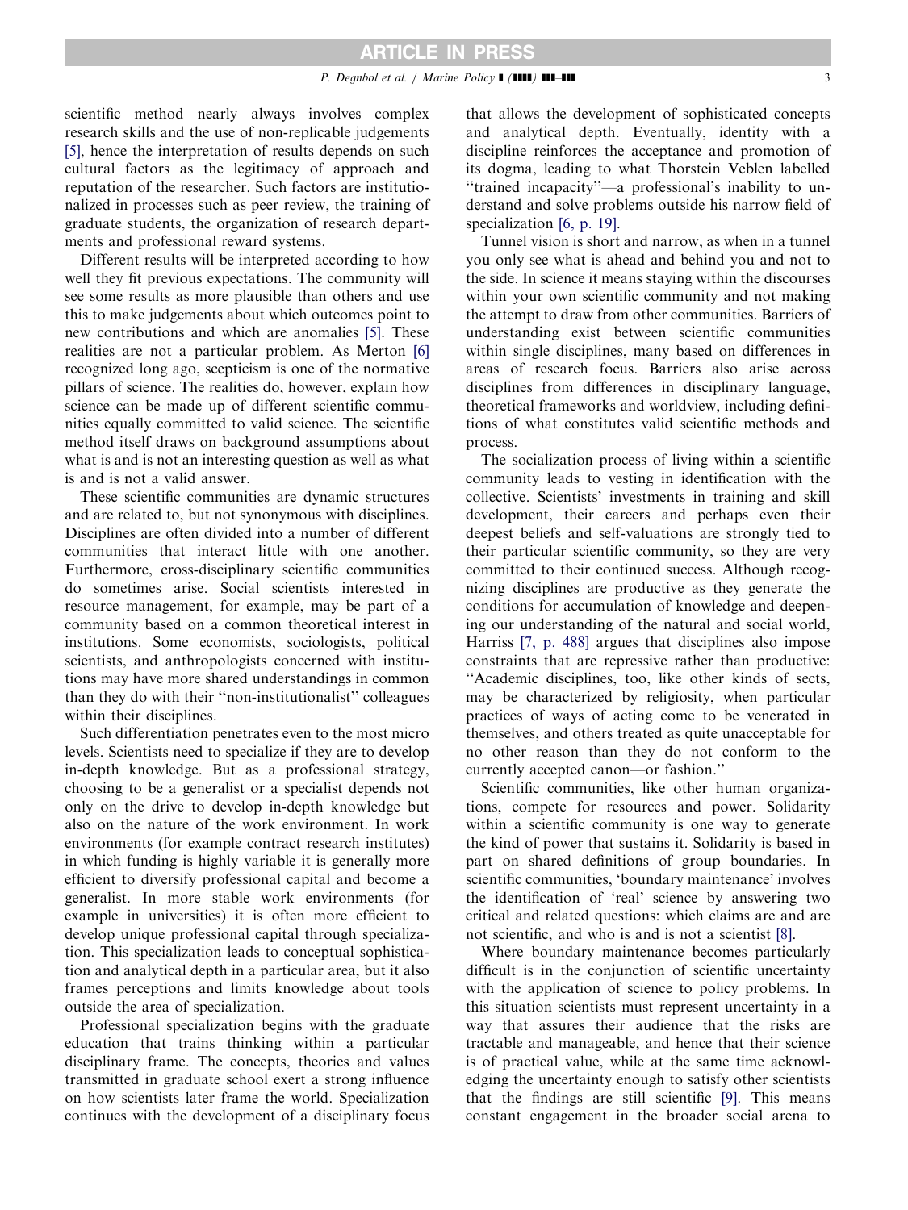scientific method nearly always involves complex research skills and the use of non-replicable judgements [5], hence the interpretation of results depends on such cultural factors as the legitimacy of approach and reputation of the researcher. Such factors are institutionalized in processes such as peer review, the training of graduate students, the organization of research departments and professional reward systems.

Different results will be interpreted according to how well they fit previous expectations. The community will see some results as more plausible than others and use this to make judgements about which outcomes point to new contributions and which are anomalies [5]. These realities are not a particular problem. As Merton [6] recognized long ago, scepticism is one of the normative pillars of science. The realities do, however, explain how science can be made up of different scientific communities equally committed to valid science. The scientific method itself draws on background assumptions about what is and is not an interesting question as well as what is and is not a valid answer.

These scientific communities are dynamic structures and are related to, but not synonymous with disciplines. Disciplines are often divided into a number of different communities that interact little with one another. Furthermore, cross-disciplinary scientific communities do sometimes arise. Social scientists interested in resource management, for example, may be part of a community based on a common theoretical interest in institutions. Some economists, sociologists, political scientists, and anthropologists concerned with institutions may have more shared understandings in common than they do with their ''non-institutionalist'' colleagues within their disciplines.

Such differentiation penetrates even to the most micro levels. Scientists need to specialize if they are to develop in-depth knowledge. But as a professional strategy, choosing to be a generalist or a specialist depends not only on the drive to develop in-depth knowledge but also on the nature of the work environment. In work environments (for example contract research institutes) in which funding is highly variable it is generally more efficient to diversify professional capital and become a generalist. In more stable work environments (for example in universities) it is often more efficient to develop unique professional capital through specialization. This specialization leads to conceptual sophistication and analytical depth in a particular area, but it also frames perceptions and limits knowledge about tools outside the area of specialization.

Professional specialization begins with the graduate education that trains thinking within a particular disciplinary frame. The concepts, theories and values transmitted in graduate school exert a strong influence on how scientists later frame the world. Specialization continues with the development of a disciplinary focus that allows the development of sophisticated concepts and analytical depth. Eventually, identity with a discipline reinforces the acceptance and promotion of its dogma, leading to what Thorstein Veblen labelled ''trained incapacity''—a professional's inability to understand and solve problems outside his narrow field of specialization [6, p. 19].

Tunnel vision is short and narrow, as when in a tunnel you only see what is ahead and behind you and not to the side. In science it means staying within the discourses within your own scientific community and not making the attempt to draw from other communities. Barriers of understanding exist between scientific communities within single disciplines, many based on differences in areas of research focus. Barriers also arise across disciplines from differences in disciplinary language, theoretical frameworks and worldview, including definitions of what constitutes valid scientific methods and process.

The socialization process of living within a scientific community leads to vesting in identification with the collective. Scientists' investments in training and skill development, their careers and perhaps even their deepest beliefs and self-valuations are strongly tied to their particular scientific community, so they are very committed to their continued success. Although recognizing disciplines are productive as they generate the conditions for accumulation of knowledge and deepening our understanding of the natural and social world, Harriss [7, p. 488] argues that disciplines also impose constraints that are repressive rather than productive: ''Academic disciplines, too, like other kinds of sects, may be characterized by religiosity, when particular practices of ways of acting come to be venerated in themselves, and others treated as quite unacceptable for no other reason than they do not conform to the currently accepted canon—or fashion.''

Scientific communities, like other human organizations, compete for resources and power. Solidarity within a scientific community is one way to generate the kind of power that sustains it. Solidarity is based in part on shared definitions of group boundaries. In scientific communities, 'boundary maintenance' involves the identification of 'real' science by answering two critical and related questions: which claims are and are not scientific, and who is and is not a scientist [8].

Where boundary maintenance becomes particularly difficult is in the conjunction of scientific uncertainty with the application of science to policy problems. In this situation scientists must represent uncertainty in a way that assures their audience that the risks are tractable and manageable, and hence that their science is of practical value, while at the same time acknowledging the uncertainty enough to satisfy other scientists that the findings are still scientific [9]. This means constant engagement in the broader social arena to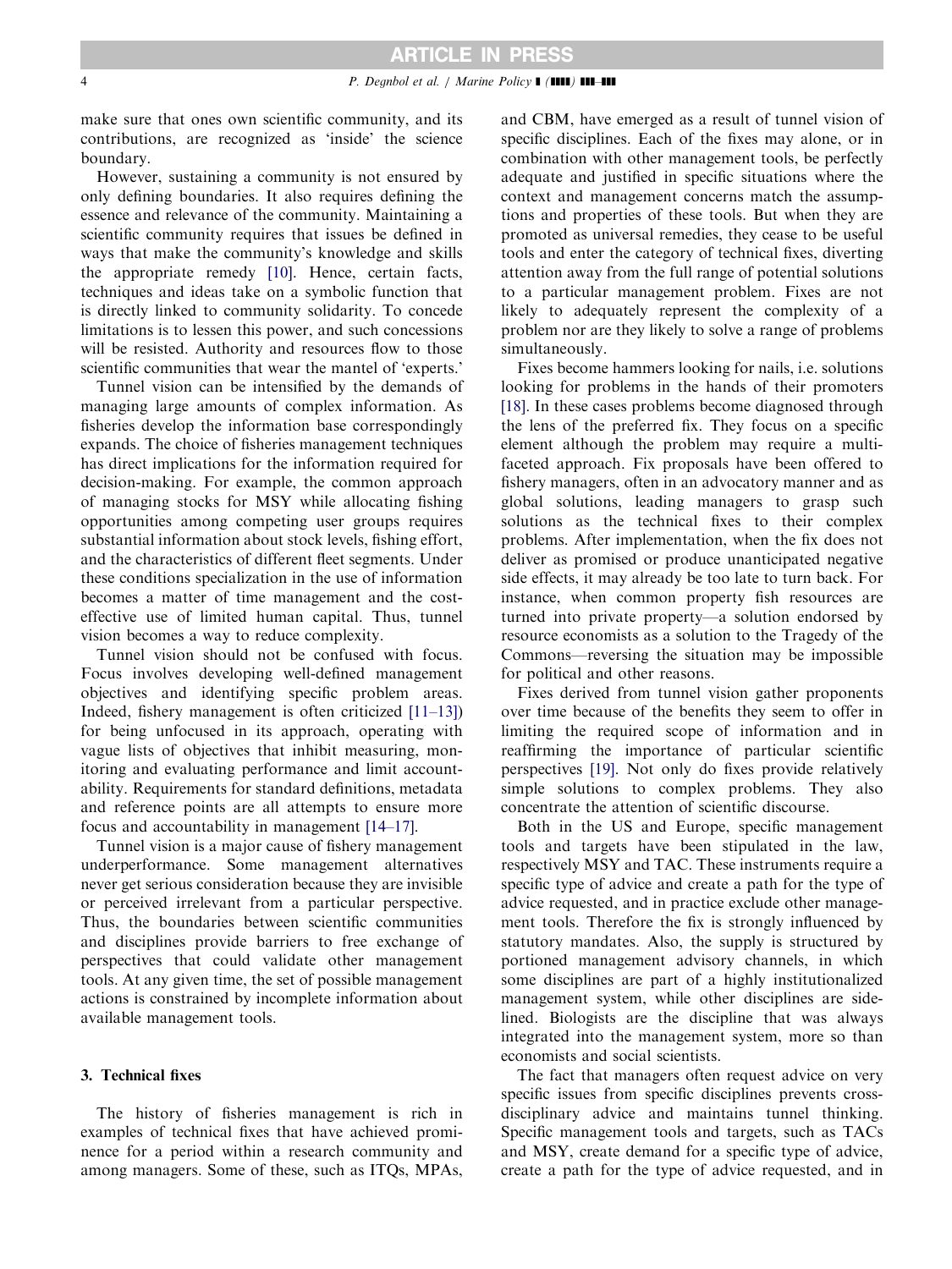make sure that ones own scientific community, and its contributions, are recognized as 'inside' the science boundary.

However, sustaining a community is not ensured by only defining boundaries. It also requires defining the essence and relevance of the community. Maintaining a scientific community requires that issues be defined in ways that make the community's knowledge and skills the appropriate remedy [10]. Hence, certain facts, techniques and ideas take on a symbolic function that is directly linked to community solidarity. To concede limitations is to lessen this power, and such concessions will be resisted. Authority and resources flow to those scientific communities that wear the mantel of 'experts.'

Tunnel vision can be intensified by the demands of managing large amounts of complex information. As fisheries develop the information base correspondingly expands. The choice of fisheries management techniques has direct implications for the information required for decision-making. For example, the common approach of managing stocks for MSY while allocating fishing opportunities among competing user groups requires substantial information about stock levels, fishing effort, and the characteristics of different fleet segments. Under these conditions specialization in the use of information becomes a matter of time management and the cost-effective use of limited human capital. Thus, tunnel vision becomes a way to reduce complexity.

Tunnel vision should not be confused with focus. Focus involves developing well-defined management objectives and identifying specific problem areas. Indeed, fishery management is often criticized [11–13]) for being unfocused in its approach, operating with vague lists of objectives that inhibit measuring, monitoring and evaluating performance and limit accountability. Requirements for standard definitions, metadata and reference points are all attempts to ensure more focus and accountability in management [14–17].

Tunnel vision is a major cause of fishery management underperformance. Some management alternatives never get serious consideration because they are invisible or perceived irrelevant from a particular perspective. Thus, the boundaries between scientific communities and disciplines provide barriers to free exchange of perspectives that could validate other management tools. At any given time, the set of possible management actions is constrained by incomplete information about available management tools.

## 3. Technical fixes

The history of fisheries management is rich in examples of technical fixes that have achieved prominence for a period within a research community and among managers. Some of these, such as ITQs, MPAs, and CBM, have emerged as a result of tunnel vision of specific disciplines. Each of the fixes may alone, or in combination with other management tools, be perfectly adequate and justified in specific situations where the context and management concerns match the assumptions and properties of these tools. But when they are promoted as universal remedies, they cease to be useful tools and enter the category of technical fixes, diverting attention away from the full range of potential solutions to a particular management problem. Fixes are not likely to adequately represent the complexity of a problem nor are they likely to solve a range of problems simultaneously.

Fixes become hammers looking for nails, i.e. solutions looking for problems in the hands of their promoters [18]. In these cases problems become diagnosed through the lens of the preferred fix. They focus on a specific element although the problem may require a multi-faceted approach. Fix proposals have been offered to fishery managers, often in an advocatory manner and as global solutions, leading managers to grasp such solutions as the technical fixes to their complex problems. After implementation, when the fix does not deliver as promised or produce unanticipated negative side effects, it may already be too late to turn back. For instance, when common property fish resources are turned into private property—a solution endorsed by resource economists as a solution to the Tragedy of the Commons—reversing the situation may be impossible for political and other reasons.

Fixes derived from tunnel vision gather proponents over time because of the benefits they seem to offer in limiting the required scope of information and in reaffirming the importance of particular scientific perspectives [19]. Not only do fixes provide relatively simple solutions to complex problems. They also concentrate the attention of scientific discourse.

Both in the US and Europe, specific management tools and targets have been stipulated in the law, respectively MSY and TAC. These instruments require a specific type of advice and create a path for the type of advice requested, and in practice exclude other management tools. Therefore the fix is strongly influenced by statutory mandates. Also, the supply is structured by portioned management advisory channels, in which some disciplines are part of a highly institutionalized management system, while other disciplines are sidelined. Biologists are the discipline that was always integrated into the management system, more so than economists and social scientists.

The fact that managers often request advice on very specific issues from specific disciplines prevents cross-disciplinary advice and maintains tunnel thinking. Specific management tools and targets, such as TACs and MSY, create demand for a specific type of advice, create a path for the type of advice requested, and in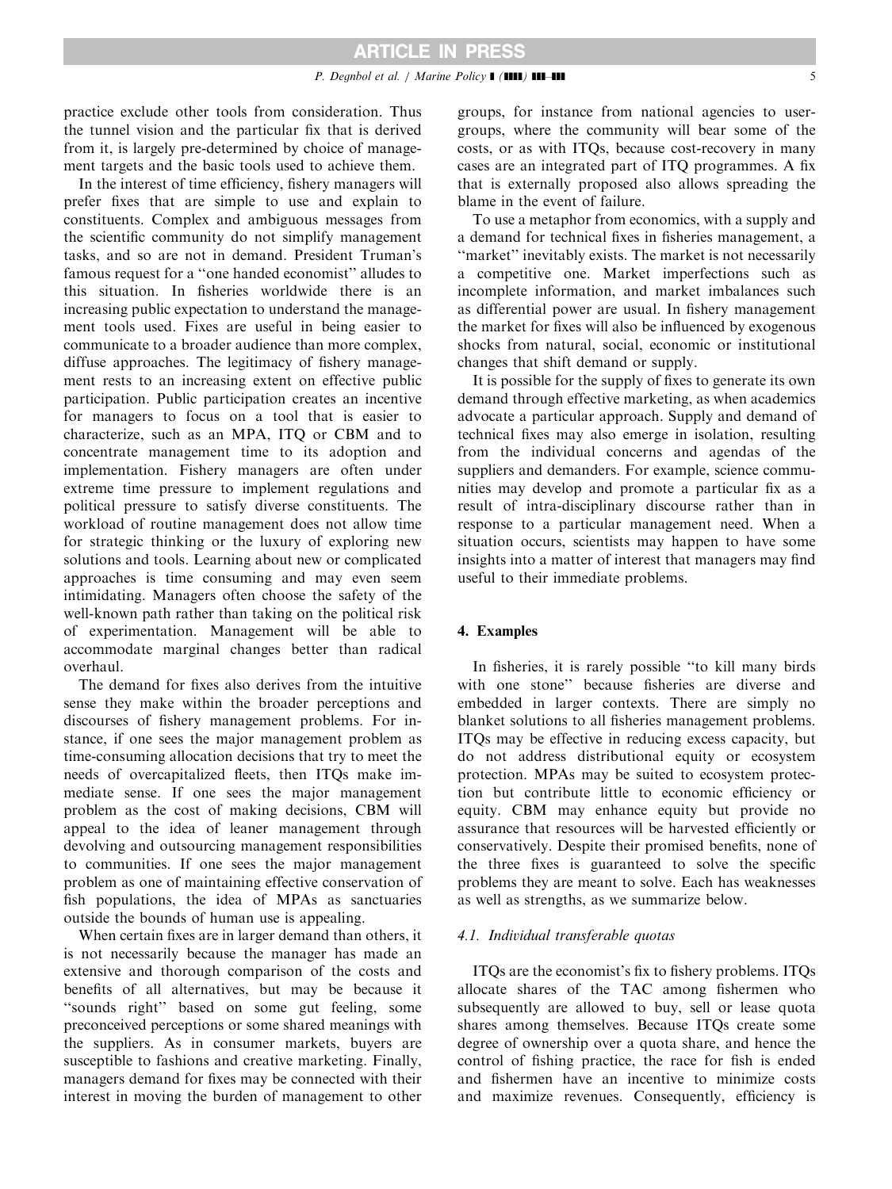practice exclude other tools from consideration. Thus the tunnel vision and the particular fix that is derived from it, is largely pre-determined by choice of management targets and the basic tools used to achieve them.

In the interest of time efficiency, fishery managers will prefer fixes that are simple to use and explain to constituents. Complex and ambiguous messages from the scientific community do not simplify management tasks, and so are not in demand. President Truman's famous request for a "one handed economist" alludes to this situation. In fisheries worldwide there is an increasing public expectation to understand the management tools used. Fixes are useful in being easier to communicate to a broader audience than more complex, diffuse approaches. The legitimacy of fishery management rests to an increasing extent on effective public participation. Public participation creates an incentive for managers to focus on a tool that is easier to characterize, such as an MPA, ITQ or CBM and to concentrate management time to its adoption and implementation. Fishery managers are often under extreme time pressure to implement regulations and political pressure to satisfy diverse constituents. The workload of routine management does not allow time for strategic thinking or the luxury of exploring new solutions and tools. Learning about new or complicated approaches is time consuming and may even seem intimidating. Managers often choose the safety of the well-known path rather than taking on the political risk of experimentation. Management will be able to accommodate marginal changes better than radical overhaul.

The demand for fixes also derives from the intuitive sense they make within the broader perceptions and discourses of fishery management problems. For instance, if one sees the major management problem as time-consuming allocation decisions that try to meet the needs of overcapitalized fleets, then ITQs make immediate sense. If one sees the major management problem as the cost of making decisions, CBM will appeal to the idea of leaner management through devolving and outsourcing management responsibilities to communities. If one sees the major management problem as one of maintaining effective conservation of fish populations, the idea of MPAs as sanctuaries outside the bounds of human use is appealing.

When certain fixes are in larger demand than others, it is not necessarily because the manager has made an extensive and thorough comparison of the costs and benefits of all alternatives, but may be because it "sounds right" based on some gut feeling, some preconceived perceptions or some shared meanings with the suppliers. As in consumer markets, buyers are susceptible to fashions and creative marketing. Finally, managers demand for fixes may be connected with their interest in moving the burden of management to other groups, for instance from national agencies to user-groups, where the community will bear some of the costs, or as with ITQs, because cost-recovery in many cases are an integrated part of ITQ programmes. A fix that is externally proposed also allows spreading the blame in the event of failure.

To use a metaphor from economics, with a supply and a demand for technical fixes in fisheries management, a "market" inevitably exists. The market is not necessarily a competitive one. Market imperfections such as incomplete information, and market imbalances such as differential power are usual. In fishery management the market for fixes will also be influenced by exogenous shocks from natural, social, economic or institutional changes that shift demand or supply.

It is possible for the supply of fixes to generate its own demand through effective marketing, as when academics advocate a particular approach. Supply and demand of technical fixes may also emerge in isolation, resulting from the individual concerns and agendas of the suppliers and demanders. For example, science communities may develop and promote a particular fix as a result of intra-disciplinary discourse rather than in response to a particular management need. When a situation occurs, scientists may happen to have some insights into a matter of interest that managers may find useful to their immediate problems.

## 4. Examples

In fisheries, it is rarely possible "to kill many birds with one stone" because fisheries are diverse and embedded in larger contexts. There are simply no blanket solutions to all fisheries management problems. ITQs may be effective in reducing excess capacity, but do not address distributional equity or ecosystem protection. MPAs may be suited to ecosystem protection but contribute little to economic efficiency or equity. CBM may enhance equity but provide no assurance that resources will be harvested efficiently or conservatively. Despite their promised benefits, none of the three fixes is guaranteed to solve the specific problems they are meant to solve. Each has weaknesses as well as strengths, as we summarize below.

### *4.1. Individual transferable quotas*

ITQs are the economist's fix to fishery problems. ITQs allocate shares of the TAC among fishermen who subsequently are allowed to buy, sell or lease quota shares among themselves. Because ITQs create some degree of ownership over a quota share, and hence the control of fishing practice, the race for fish is ended and fishermen have an incentive to minimize costs and maximize revenues. Consequently, efficiency is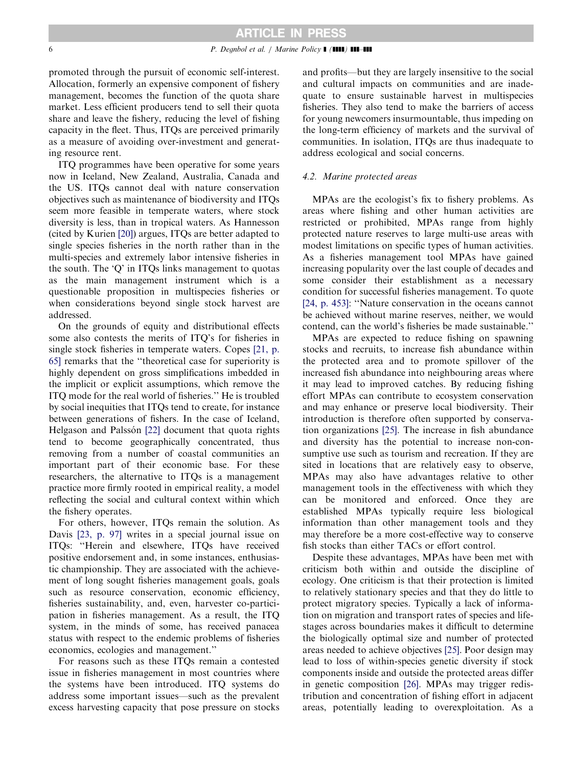promoted through the pursuit of economic self-interest. Allocation, formerly an expensive component of fishery management, becomes the function of the quota share market. Less efficient producers tend to sell their quota share and leave the fishery, reducing the level of fishing capacity in the fleet. Thus, ITQs are perceived primarily as a measure of avoiding over-investment and generating resource rent.

ITQ programmes have been operative for some years now in Iceland, New Zealand, Australia, Canada and the US. ITQs cannot deal with nature conservation objectives such as maintenance of biodiversity and ITQs seem more feasible in temperate waters, where stock diversity is less, than in tropical waters. As Hannesson (cited by Kurien [20]) argues, ITQs are better adapted to single species fisheries in the north rather than in the multi-species and extremely labor intensive fisheries in the south. The 'Q' in ITQs links management to quotas as the main management instrument which is a questionable proposition in multispecies fisheries or when considerations beyond single stock harvest are addressed.

On the grounds of equity and distributional effects some also contests the merits of ITQ's for fisheries in single stock fisheries in temperate waters. Copes [21, p. 65] remarks that the "theoretical case for superiority is highly dependent on gross simplifications imbedded in the implicit or explicit assumptions, which remove the ITQ mode for the real world of fisheries." He is troubled by social inequities that ITQs tend to create, for instance between generations of fishers. In the case of Iceland, Helgason and Palssón [22] document that quota rights tend to become geographically concentrated, thus removing from a number of coastal communities an important part of their economic base. For these researchers, the alternative to ITQs is a management practice more firmly rooted in empirical reality, a model reflecting the social and cultural context within which the fishery operates.

For others, however, ITQs remain the solution. As Davis [23, p. 97] writes in a special journal issue on ITQs: "Herein and elsewhere, ITQs have received positive endorsement and, in some instances, enthusiastic championship. They are associated with the achievement of long sought fisheries management goals, goals such as resource conservation, economic efficiency, fisheries sustainability, and, even, harvester co-participation in fisheries management. As a result, the ITQ system, in the minds of some, has received panacea status with respect to the endemic problems of fisheries economics, ecologies and management."

For reasons such as these ITQs remain a contested issue in fisheries management in most countries where the systems have been introduced. ITQ systems do address some important issues—such as the prevalent excess harvesting capacity that pose pressure on stocks and profits—but they are largely insensitive to the social and cultural impacts on communities and are inadequate to ensure sustainable harvest in multispecies fisheries. They also tend to make the barriers of access for young newcomers insurmountable, thus impeding on the long-term efficiency of markets and the survival of communities. In isolation, ITQs are thus inadequate to address ecological and social concerns.

### 4.2. Marine protected areas

MPAs are the ecologist's fix to fishery problems. As areas where fishing and other human activities are restricted or prohibited, MPAs range from highly protected nature reserves to large multi-use areas with modest limitations on specific types of human activities. As a fisheries management tool MPAs have gained increasing popularity over the last couple of decades and some consider their establishment as a necessary condition for successful fisheries management. To quote [24, p. 453]: "Nature conservation in the oceans cannot be achieved without marine reserves, neither, we would contend, can the world's fisheries be made sustainable."

MPAs are expected to reduce fishing on spawning stocks and recruits, to increase fish abundance within the protected area and to promote spillover of the increased fish abundance into neighbouring areas where it may lead to improved catches. By reducing fishing effort MPAs can contribute to ecosystem conservation and may enhance or preserve local biodiversity. Their introduction is therefore often supported by conservation organizations [25]. The increase in fish abundance and diversity has the potential to increase non-consumptive use such as tourism and recreation. If they are sited in locations that are relatively easy to observe, MPAs may also have advantages relative to other management tools in the effectiveness with which they can be monitored and enforced. Once they are established MPAs typically require less biological information than other management tools and they may therefore be a more cost-effective way to conserve fish stocks than either TACs or effort control.

Despite these advantages, MPAs have been met with criticism both within and outside the discipline of ecology. One criticism is that their protection is limited to relatively stationary species and that they do little to protect migratory species. Typically a lack of information on migration and transport rates of species and life-stages across boundaries makes it difficult to determine the biologically optimal size and number of protected areas needed to achieve objectives [25]. Poor design may lead to loss of within-species genetic diversity if stock components inside and outside the protected areas differ in genetic composition [26]. MPAs may trigger redistribution and concentration of fishing effort in adjacent areas, potentially leading to overexploitation. As a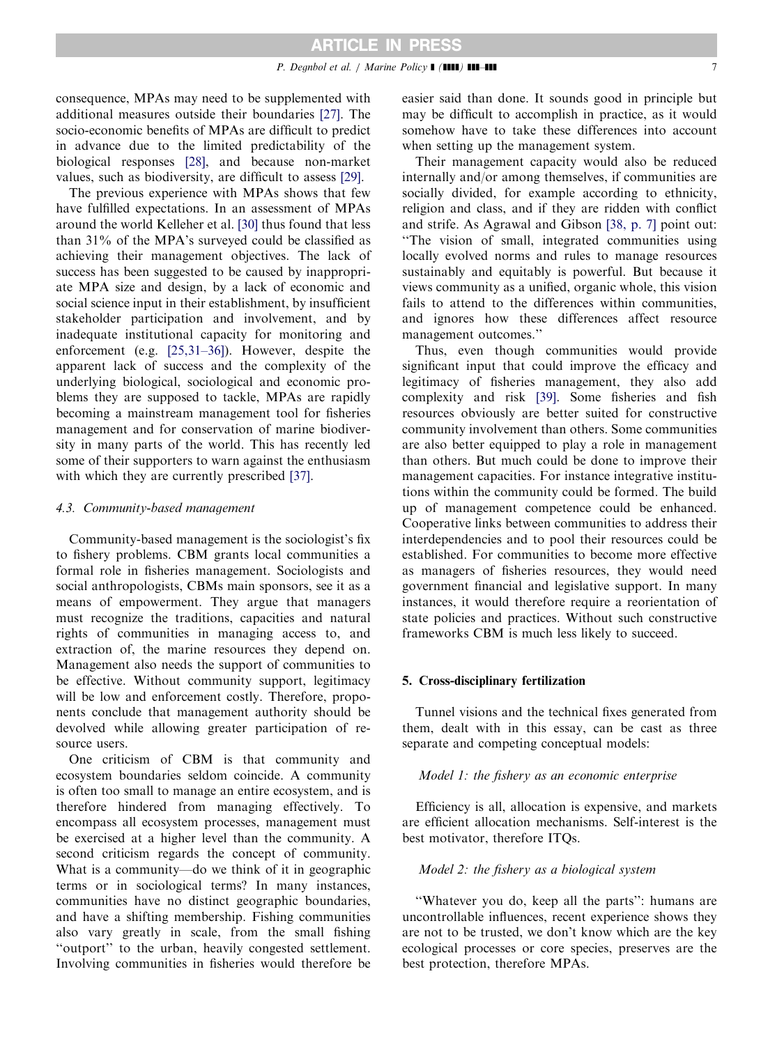consequence, MPAs may need to be supplemented with additional measures outside their boundaries [27]. The socio-economic benefits of MPAs are difficult to predict in advance due to the limited predictability of the biological responses [28], and because non-market values, such as biodiversity, are difficult to assess [29].

The previous experience with MPAs shows that few have fulfilled expectations. In an assessment of MPAs around the world Kelleher et al. [30] thus found that less than 31% of the MPA's surveyed could be classified as achieving their management objectives. The lack of success has been suggested to be caused by inappropriate MPA size and design, by a lack of economic and social science input in their establishment, by insufficient stakeholder participation and involvement, and by inadequate institutional capacity for monitoring and enforcement (e.g. [25,31–36]). However, despite the apparent lack of success and the complexity of the underlying biological, sociological and economic problems they are supposed to tackle, MPAs are rapidly becoming a mainstream management tool for fisheries management and for conservation of marine biodiversity in many parts of the world. This has recently led some of their supporters to warn against the enthusiasm with which they are currently prescribed [37].

### 4.3. Community-based management

Community-based management is the sociologist's fix to fishery problems. CBM grants local communities a formal role in fisheries management. Sociologists and social anthropologists, CBMs main sponsors, see it as a means of empowerment. They argue that managers must recognize the traditions, capacities and natural rights of communities in managing access to, and extraction of, the marine resources they depend on. Management also needs the support of communities to be effective. Without community support, legitimacy will be low and enforcement costly. Therefore, proponents conclude that management authority should be devolved while allowing greater participation of resource users.

One criticism of CBM is that community and ecosystem boundaries seldom coincide. A community is often too small to manage an entire ecosystem, and is therefore hindered from managing effectively. To encompass all ecosystem processes, management must be exercised at a higher level than the community. A second criticism regards the concept of community. What is a community—do we think of it in geographic terms or in sociological terms? In many instances, communities have no distinct geographic boundaries, and have a shifting membership. Fishing communities also vary greatly in scale, from the small fishing "outport" to the urban, heavily congested settlement. Involving communities in fisheries would therefore be easier said than done. It sounds good in principle but may be difficult to accomplish in practice, as it would somehow have to take these differences into account when setting up the management system.

Their management capacity would also be reduced internally and/or among themselves, if communities are socially divided, for example according to ethnicity, religion and class, and if they are ridden with conflict and strife. As Agrawal and Gibson [38, p. 7] point out: "The vision of small, integrated communities using locally evolved norms and rules to manage resources sustainably and equitably is powerful. But because it views community as a unified, organic whole, this vision fails to attend to the differences within communities, and ignores how these differences affect resource management outcomes."

Thus, even though communities would provide significant input that could improve the efficacy and legitimacy of fisheries management, they also add complexity and risk [39]. Some fisheries and fish resources obviously are better suited for constructive community involvement than others. Some communities are also better equipped to play a role in management than others. But much could be done to improve their management capacities. For instance integrative institutions within the community could be formed. The build up of management competence could be enhanced. Cooperative links between communities to address their interdependencies and to pool their resources could be established. For communities to become more effective as managers of fisheries resources, they would need government financial and legislative support. In many instances, it would therefore require a reorientation of state policies and practices. Without such constructive frameworks CBM is much less likely to succeed.

## 5. Cross-disciplinary fertilization

Tunnel visions and the technical fixes generated from them, dealt with in this essay, can be cast as three separate and competing conceptual models:

*Model 1: the fishery as an economic enterprise*

Efficiency is all, allocation is expensive, and markets are efficient allocation mechanisms. Self-interest is the best motivator, therefore ITQs.

*Model 2: the fishery as a biological system*

"Whatever you do, keep all the parts": humans are uncontrollable influences, recent experience shows they are not to be trusted, we don't know which are the key ecological processes or core species, preserves are the best protection, therefore MPAs.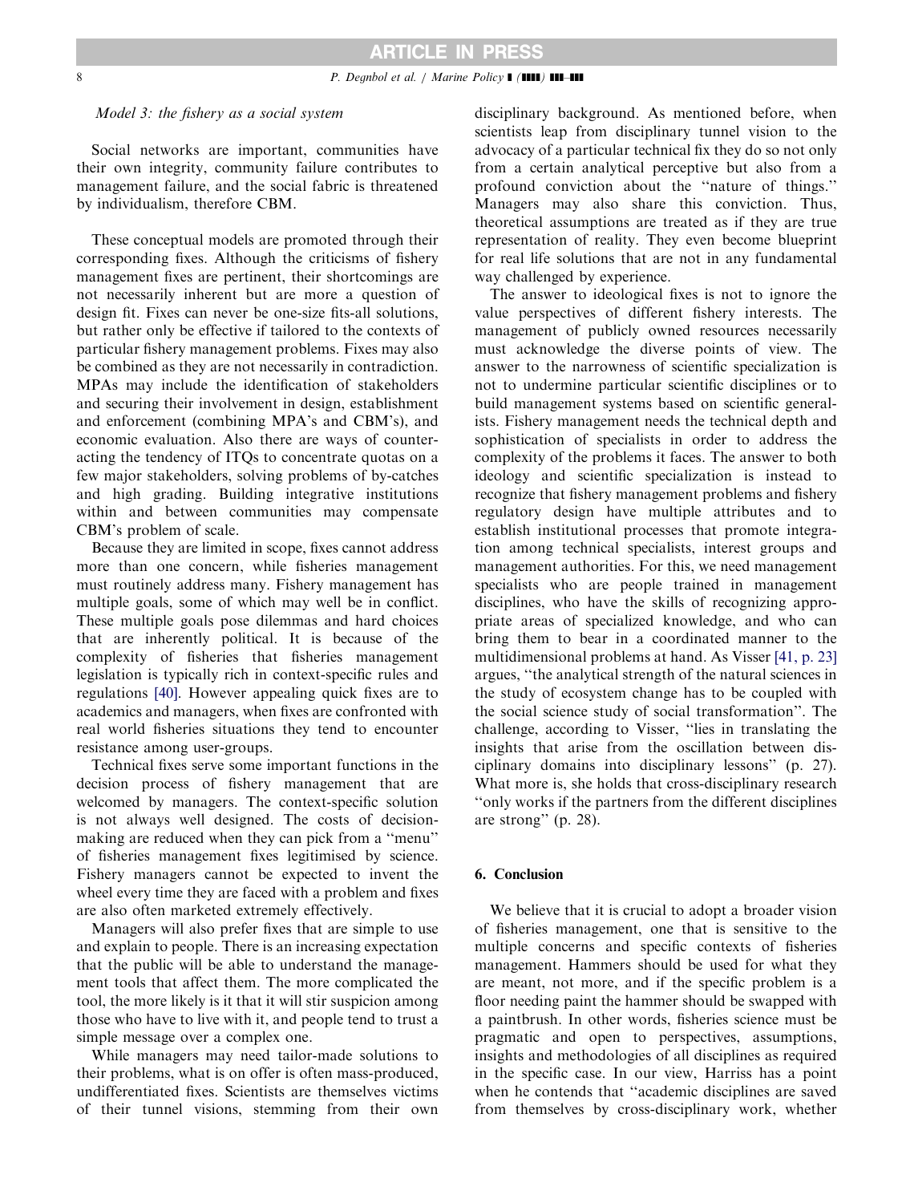*Model 3: the fishery as a social system*

Social networks are important, communities have their own integrity, community failure contributes to management failure, and the social fabric is threatened by individualism, therefore CBM.

These conceptual models are promoted through their corresponding fixes. Although the criticisms of fishery management fixes are pertinent, their shortcomings are not necessarily inherent but are more a question of design fit. Fixes can never be one-size fits-all solutions, but rather only be effective if tailored to the contexts of particular fishery management problems. Fixes may also be combined as they are not necessarily in contradiction. MPAs may include the identification of stakeholders and securing their involvement in design, establishment and enforcement (combining MPA's and CBM's), and economic evaluation. Also there are ways of counteracting the tendency of ITQs to concentrate quotas on a few major stakeholders, solving problems of by-catches and high grading. Building integrative institutions within and between communities may compensate CBM's problem of scale.

Because they are limited in scope, fixes cannot address more than one concern, while fisheries management must routinely address many. Fishery management has multiple goals, some of which may well be in conflict. These multiple goals pose dilemmas and hard choices that are inherently political. It is because of the complexity of fisheries that fisheries management legislation is typically rich in context-specific rules and regulations [40]. However appealing quick fixes are to academics and managers, when fixes are confronted with real world fisheries situations they tend to encounter resistance among user-groups.

Technical fixes serve some important functions in the decision process of fishery management that are welcomed by managers. The context-specific solution is not always well designed. The costs of decision-making are reduced when they can pick from a "menu" of fisheries management fixes legitimised by science. Fishery managers cannot be expected to invent the wheel every time they are faced with a problem and fixes are also often marketed extremely effectively.

Managers will also prefer fixes that are simple to use and explain to people. There is an increasing expectation that the public will be able to understand the management tools that affect them. The more complicated the tool, the more likely is it that it will stir suspicion among those who have to live with it, and people tend to trust a simple message over a complex one.

While managers may need tailor-made solutions to their problems, what is on offer is often mass-produced, undifferentiated fixes. Scientists are themselves victims of their tunnel visions, stemming from their own disciplinary background. As mentioned before, when scientists leap from disciplinary tunnel vision to the advocacy of a particular technical fix they do so not only from a certain analytical perceptive but also from a profound conviction about the "nature of things." Managers may also share this conviction. Thus, theoretical assumptions are treated as if they are true representation of reality. They even become blueprint for real life solutions that are not in any fundamental way challenged by experience.

The answer to ideological fixes is not to ignore the value perspectives of different fishery interests. The management of publicly owned resources necessarily must acknowledge the diverse points of view. The answer to the narrowness of scientific specialization is not to undermine particular scientific disciplines or to build management systems based on scientific generalists. Fishery management needs the technical depth and sophistication of specialists in order to address the complexity of the problems it faces. The answer to both ideology and scientific specialization is instead to recognize that fishery management problems and fishery regulatory design have multiple attributes and to establish institutional processes that promote integration among technical specialists, interest groups and management authorities. For this, we need management specialists who are people trained in management disciplines, who have the skills of recognizing appropriate areas of specialized knowledge, and who can bring them to bear in a coordinated manner to the multidimensional problems at hand. As Visser [41, p. 23] argues, "the analytical strength of the natural sciences in the study of ecosystem change has to be coupled with the social science study of social transformation". The challenge, according to Visser, "lies in translating the insights that arise from the oscillation between disciplinary domains into disciplinary lessons" (p. 27). What more is, she holds that cross-disciplinary research "only works if the partners from the different disciplines are strong" (p. 28).

## 6. Conclusion

We believe that it is crucial to adopt a broader vision of fisheries management, one that is sensitive to the multiple concerns and specific contexts of fisheries management. Hammers should be used for what they are meant, not more, and if the specific problem is a floor needing paint the hammer should be swapped with a paintbrush. In other words, fisheries science must be pragmatic and open to perspectives, assumptions, insights and methodologies of all disciplines as required in the specific case. In our view, Harriss has a point when he contends that "academic disciplines are saved from themselves by cross-disciplinary work, whether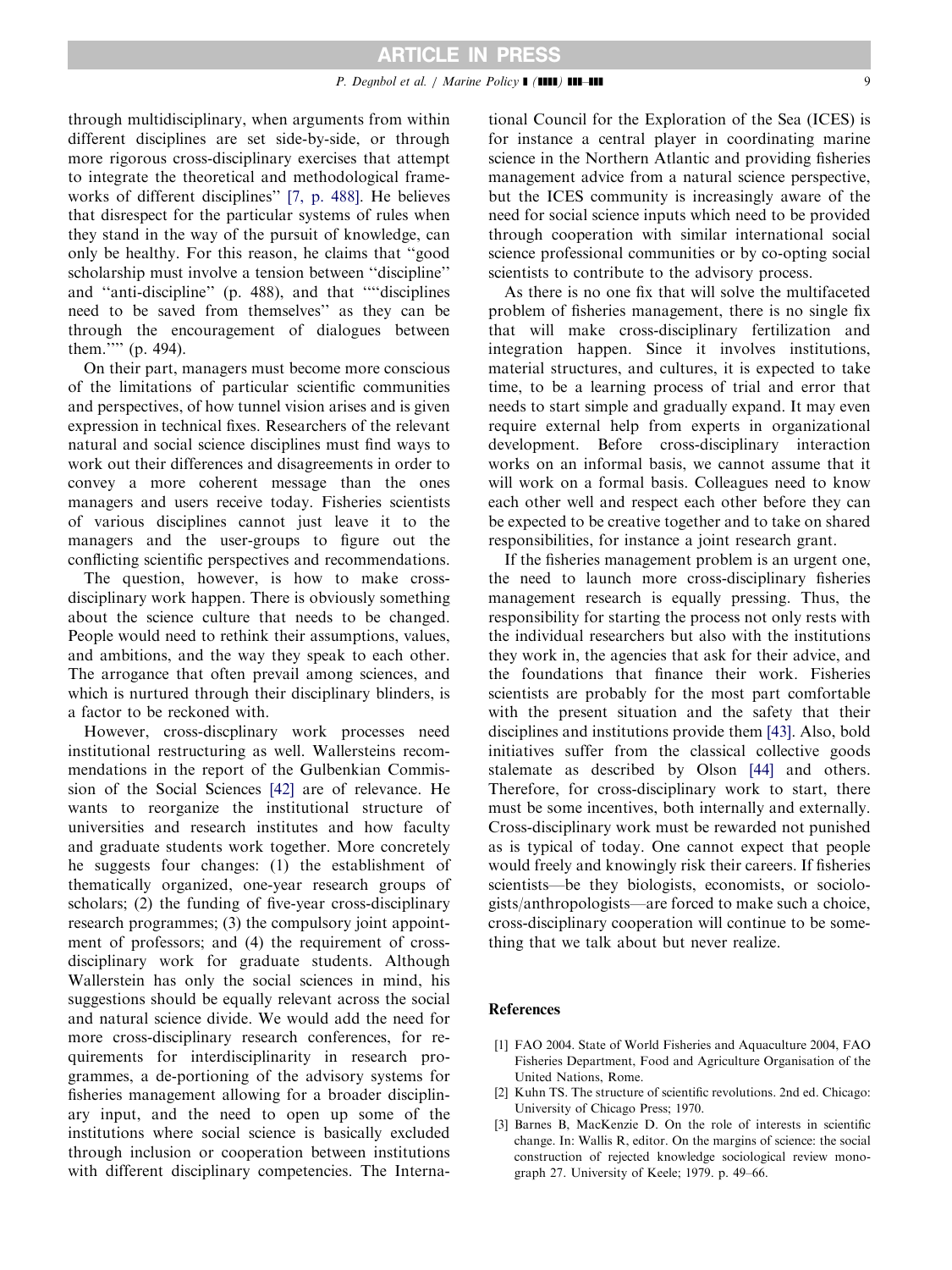through multidisciplinary, when arguments from within different disciplines are set side-by-side, or through more rigorous cross-disciplinary exercises that attempt to integrate the theoretical and methodological frameworks of different disciplines'' [7, p. 488]. He believes that disrespect for the particular systems of rules when they stand in the way of the pursuit of knowledge, can only be healthy. For this reason, he claims that ''good scholarship must involve a tension between ''discipline'' and ''anti-discipline'' (p. 488), and that ''''disciplines need to be saved from themselves'' as they can be through the encouragement of dialogues between them.'''' (p. 494).

On their part, managers must become more conscious of the limitations of particular scientific communities and perspectives, of how tunnel vision arises and is given expression in technical fixes. Researchers of the relevant natural and social science disciplines must find ways to work out their differences and disagreements in order to convey a more coherent message than the ones managers and users receive today. Fisheries scientists of various disciplines cannot just leave it to the managers and the user-groups to figure out the conflicting scientific perspectives and recommendations.

The question, however, is how to make cross-disciplinary work happen. There is obviously something about the science culture that needs to be changed. People would need to rethink their assumptions, values, and ambitions, and the way they speak to each other. The arrogance that often prevail among sciences, and which is nurtured through their disciplinary blinders, is a factor to be reckoned with.

However, cross-discplinary work processes need institutional restructuring as well. Wallersteins recommendations in the report of the Gulbenkian Commission of the Social Sciences [42] are of relevance. He wants to reorganize the institutional structure of universities and research institutes and how faculty and graduate students work together. More concretely he suggests four changes: (1) the establishment of thematically organized, one-year research groups of scholars; (2) the funding of five-year cross-disciplinary research programmes; (3) the compulsory joint appointment of professors; and (4) the requirement of cross-disciplinary work for graduate students. Although Wallerstein has only the social sciences in mind, his suggestions should be equally relevant across the social and natural science divide. We would add the need for more cross-disciplinary research conferences, for requirements for interdisciplinarity in research programmes, a de-portioning of the advisory systems for fisheries management allowing for a broader disciplinary input, and the need to open up some of the institutions where social science is basically excluded through inclusion or cooperation between institutions with different disciplinary competencies. The International Council for the Exploration of the Sea (ICES) is for instance a central player in coordinating marine science in the Northern Atlantic and providing fisheries management advice from a natural science perspective, but the ICES community is increasingly aware of the need for social science inputs which need to be provided through cooperation with similar international social science professional communities or by co-opting social scientists to contribute to the advisory process.

As there is no one fix that will solve the multifaceted problem of fisheries management, there is no single fix that will make cross-disciplinary fertilization and integration happen. Since it involves institutions, material structures, and cultures, it is expected to take time, to be a learning process of trial and error that needs to start simple and gradually expand. It may even require external help from experts in organizational development. Before cross-disciplinary interaction works on an informal basis, we cannot assume that it will work on a formal basis. Colleagues need to know each other well and respect each other before they can be expected to be creative together and to take on shared responsibilities, for instance a joint research grant.

If the fisheries management problem is an urgent one, the need to launch more cross-disciplinary fisheries management research is equally pressing. Thus, the responsibility for starting the process not only rests with the individual researchers but also with the institutions they work in, the agencies that ask for their advice, and the foundations that finance their work. Fisheries scientists are probably for the most part comfortable with the present situation and the safety that their disciplines and institutions provide them [43]. Also, bold initiatives suffer from the classical collective goods stalemate as described by Olson [44] and others. Therefore, for cross-disciplinary work to start, there must be some incentives, both internally and externally. Cross-disciplinary work must be rewarded not punished as is typical of today. One cannot expect that people would freely and knowingly risk their careers. If fisheries scientists—be they biologists, economists, or sociologists/anthropologists—are forced to make such a choice, cross-disciplinary cooperation will continue to be something that we talk about but never realize.

## References

[1] FAO 2004. State of World Fisheries and Aquaculture 2004, FAO Fisheries Department, Food and Agriculture Organisation of the United Nations, Rome.

[2] Kuhn TS. The structure of scientific revolutions. 2nd ed. Chicago: University of Chicago Press; 1970.

[3] Barnes B, MacKenzie D. On the role of interests in scientific change. In: Wallis R, editor. On the margins of science: the social construction of rejected knowledge sociological review monograph 27. University of Keele; 1979. p. 49–66.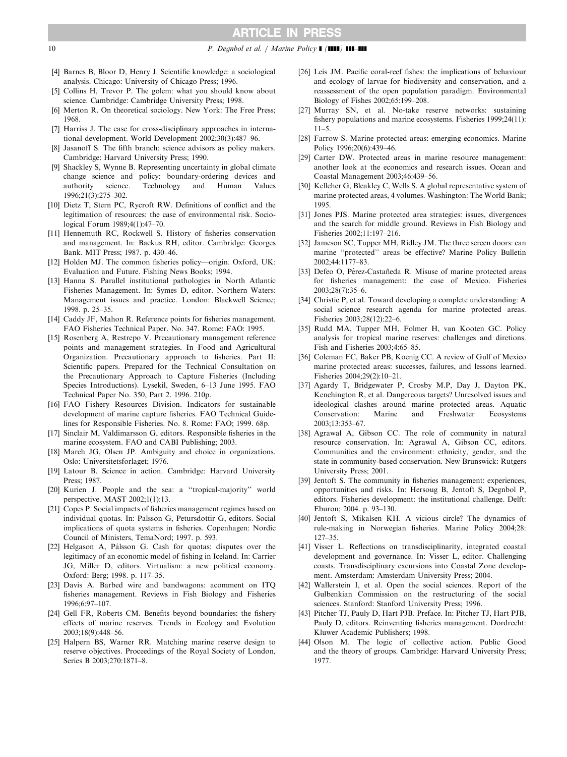[4] Barnes B, Bloor D, Henry J. Scientific knowledge: a sociological analysis. Chicago: University of Chicago Press; 1996.

[5] Collins H, Trevor P. The golem: what you should know about science. Cambridge: Cambridge University Press; 1998.

[6] Merton R. On theoretical sociology. New York: The Free Press; 1968.

[7] Harriss J. The case for cross-disciplinary approaches in international development. World Development 2002;30(3):487–96.

[8] Jasanoff S. The fifth branch: science advisors as policy makers. Cambridge: Harvard University Press; 1990.

[9] Shackley S, Wynne B. Representing uncertainty in global climate change science and policy: boundary-ordering devices and authority science. Technology and Human Values 1996;21(3):275–302.

[10] Dietz T, Stern PC, Rycroft RW. Definitions of conflict and the legitimation of resources: the case of environmental risk. Sociological Forum 1989;4(1):47–70.

[11] Hennemuth RC, Rockwell S. History of fisheries conservation and management. In: Backus RH, editor. Cambridge: Georges Bank. MIT Press; 1987. p. 430–46.

[12] Holden MJ. The common fisheries policy—origin. Oxford, UK: Evaluation and Future. Fishing News Books; 1994.

[13] Hanna S. Parallel institutional pathologies in North Atlantic Fisheries Management. In: Symes D, editor. Northern Waters: Management issues and practice. London: Blackwell Science; 1998. p. 25–35.

[14] Caddy JF, Mahon R. Reference points for fisheries management. FAO Fisheries Technical Paper. No. 347. Rome: FAO: 1995.

[15] Rosenberg A, Restrepo V. Precautionary management reference points and management strategies. In Food and Agricultural Organization. Precautionary approach to fisheries. Part II: Scientific papers. Prepared for the Technical Consultation on the Precautionary Approach to Capture Fisheries (Including Species Introductions). Lysekil, Sweden, 6–13 June 1995. FAO Technical Paper No. 350, Part 2. 1996. 210p.

[16] FAO Fishery Resources Division. Indicators for sustainable development of marine capture fisheries. FAO Technical Guidelines for Responsible Fisheries. No. 8. Rome: FAO; 1999. 68p.

[17] Sinclair M, Valdimarsson G, editors. Responsible fisheries in the marine ecosystem. FAO and CABI Publishing; 2003.

[18] March JG, Olsen JP. Ambiguity and choice in organizations. Oslo: Universitetsforlaget; 1976.

[19] Latour B. Science in action. Cambridge: Harvard University Press; 1987.

[20] Kurien J. People and the sea: a ''tropical-majority'' world perspective. MAST 2002;1(1):13.

[21] Copes P. Social impacts of fisheries management regimes based on individual quotas. In: Palsson G, Petursdottir G, editors. Social implications of quota systems in fisheries. Copenhagen: Nordic Council of Ministers, TemaNord; 1997. p. 593.

[22] Helgason A, Pálsson G. Cash for quotas: disputes over the legitimacy of an economic model of fishing in Iceland. In: Carrier JG, Miller D, editors. Virtualism: a new political economy. Oxford: Berg; 1998. p. 117–35.

[23] Davis A. Barbed wire and bandwagons: acomment on ITQ fisheries management. Reviews in Fish Biology and Fisheries 1996;6:97–107.

[24] Gell FR, Roberts CM. Benefits beyond boundaries: the fishery effects of marine reserves. Trends in Ecology and Evolution 2003;18(9):448–56.

[25] Halpern BS, Warner RR. Matching marine reserve design to reserve objectives. Proceedings of the Royal Society of London, Series B 2003;270:1871–8.

[26] Leis JM. Pacific coral-reef fishes: the implications of behaviour and ecology of larvae for biodiversity and conservation, and a reassessment of the open population paradigm. Environmental Biology of Fishes 2002;65:199–208.

[27] Murray SN, et al. No-take reserve networks: sustaining fishery populations and marine ecosystems. Fisheries 1999;24(11): 11–5.

[28] Farrow S. Marine protected areas: emerging economics. Marine Policy 1996;20(6):439–46.

[29] Carter DW. Protected areas in marine resource management: another look at the economics and research issues. Ocean and Coastal Management 2003;46:439–56.

[30] Kelleher G, Bleakley C, Wells S. A global representative system of marine protected areas, 4 volumes. Washington: The World Bank; 1995.

[31] Jones PJS. Marine protected area strategies: issues, divergences and the search for middle ground. Reviews in Fish Biology and Fisheries 2002;11:197–216.

[32] Jameson SC, Tupper MH, Ridley JM. The three screen doors: can marine ''protected'' areas be effective? Marine Policy Bulletin 2002;44:1177–83.

[33] Defeo O, Pérez-Castañeda R. Misuse of marine protected areas for fisheries management: the case of Mexico. Fisheries 2003;28(7):35–6.

[34] Christie P, et al. Toward developing a complete understanding: A social science research agenda for marine protected areas. Fisheries 2003;28(12):22–6.

[35] Rudd MA, Tupper MH, Folmer H, van Kooten GC. Policy analysis for tropical marine reserves: challenges and diretions. Fish and Fisheries 2003;4:65–85.

[36] Coleman FC, Baker PB, Koenig CC. A review of Gulf of Mexico marine protected areas: successes, failures, and lessons learned. Fisheries 2004;29(2):10–21.

[37] Agardy T, Bridgewater P, Crosby M.P, Day J, Dayton PK, Kenchington R, et al. Dangereous targets? Unresolved issues and ideological clashes around marine protected areas. Aquatic Conservation: Marine and Freshwater Ecosystems 2003;13:353–67.

[38] Agrawal A, Gibson CC. The role of community in natural resource conservation. In: Agrawal A, Gibson CC, editors. Communities and the environment: ethnicity, gender, and the state in community-based conservation. New Brunswick: Rutgers University Press; 2001.

[39] Jentoft S. The community in fisheries management: experiences, opportunities and risks. In: Hersoug B, Jentoft S, Degnbol P, editors. Fisheries development: the institutional challenge. Delft: Eburon; 2004. p. 93–130.

[40] Jentoft S, Mikalsen KH. A vicious circle? The dynamics of rule-making in Norwegian fisheries. Marine Policy 2004;28: 127–35.

[41] Visser L. Reflections on transdisciplinarity, integrated coastal development and governance. In: Visser L, editor. Challenging coasts. Transdisciplinary excursions into Coastal Zone development. Amsterdam: Amsterdam University Press; 2004.

[42] Wallerstein I, et al. Open the social sciences. Report of the Gulbenkian Commission on the restructuring of the social sciences. Stanford: Stanford University Press; 1996.

[43] Pitcher TJ, Pauly D, Hart PJB. Preface. In: Pitcher TJ, Hart PJB, Pauly D, editors. Reinventing fisheries management. Dordrecht: Kluwer Academic Publishers; 1998.

[44] Olson M. The logic of collective action. Public Good and the theory of groups. Cambridge: Harvard University Press; 1977.